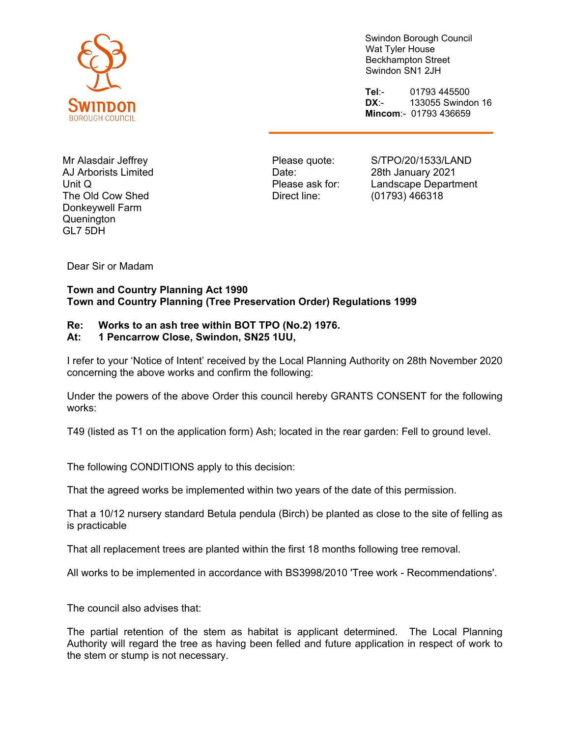**SWINDON**
BOROUGH COUNCIL

Swindon Borough Council
Wat Tyler House
Beckhampton Street
Swindon SN1 2JH

**Tel**:- 01793 445500
**DX**:- 133055 Swindon 16
**Mincom**:- 01793 436659

Mr Alasdair Jeffrey
AJ Arborists Limited
Unit Q
The Old Cow Shed
Donkeywell Farm
Quenington
GL7 5DH

Please quote: S/TPO/20/1533/LAND
Date: 28th January 2021
Please ask for: Landscape Department
Direct line: (01793) 466318

Dear Sir or Madam

**Town and Country Planning Act 1990**
**Town and Country Planning (Tree Preservation Order) Regulations 1999**

**Re: Works to an ash tree within BOT TPO (No.2) 1976.**
**At: 1 Pencarrow Close, Swindon, SN25 1UU,**

I refer to your 'Notice of Intent' received by the Local Planning Authority on 28th November 2020 concerning the above works and confirm the following:

Under the powers of the above Order this council hereby GRANTS CONSENT for the following works:

T49 (listed as T1 on the application form) Ash; located in the rear garden: Fell to ground level.

The following CONDITIONS apply to this decision:

That the agreed works be implemented within two years of the date of this permission.

That a 10/12 nursery standard Betula pendula (Birch) be planted as close to the site of felling as is practicable

That all replacement trees are planted within the first 18 months following tree removal.

All works to be implemented in accordance with BS3998/2010 'Tree work - Recommendations'.

The council also advises that:

The partial retention of the stem as habitat is applicant determined. The Local Planning Authority will regard the tree as having been felled and future application in respect of work to the stem or stump is not necessary.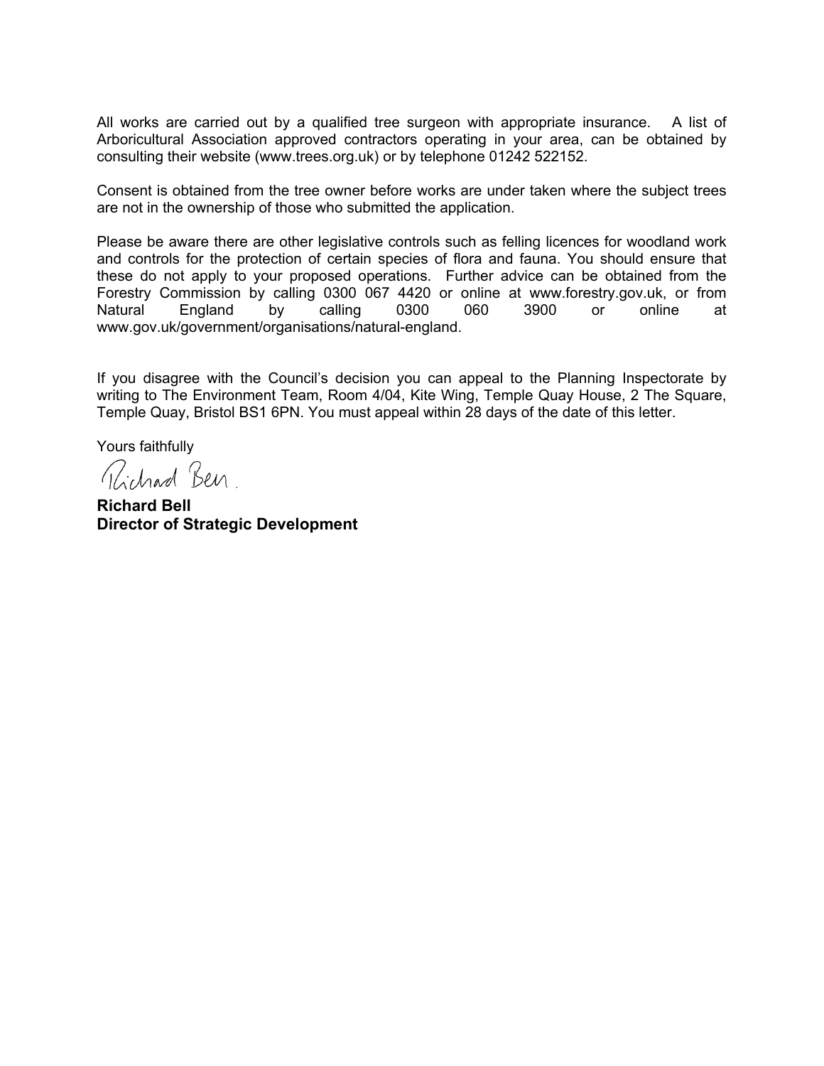All works are carried out by a qualified tree surgeon with appropriate insurance. A list of Arboricultural Association approved contractors operating in your area, can be obtained by consulting their website (www.trees.org.uk) or by telephone 01242 522152.

Consent is obtained from the tree owner before works are under taken where the subject trees are not in the ownership of those who submitted the application.

Please be aware there are other legislative controls such as felling licences for woodland work and controls for the protection of certain species of flora and fauna. You should ensure that these do not apply to your proposed operations. Further advice can be obtained from the Forestry Commission by calling 0300 067 4420 or online at www.forestry.gov.uk, or from Natural England by calling 0300 060 3900 or online at www.gov.uk/government/organisations/natural-england.

If you disagree with the Council's decision you can appeal to the Planning Inspectorate by writing to The Environment Team, Room 4/04, Kite Wing, Temple Quay House, 2 The Square, Temple Quay, Bristol BS1 6PN. You must appeal within 28 days of the date of this letter.

Yours faithfully

Richard Bell

**Richard Bell**
**Director of Strategic Development**